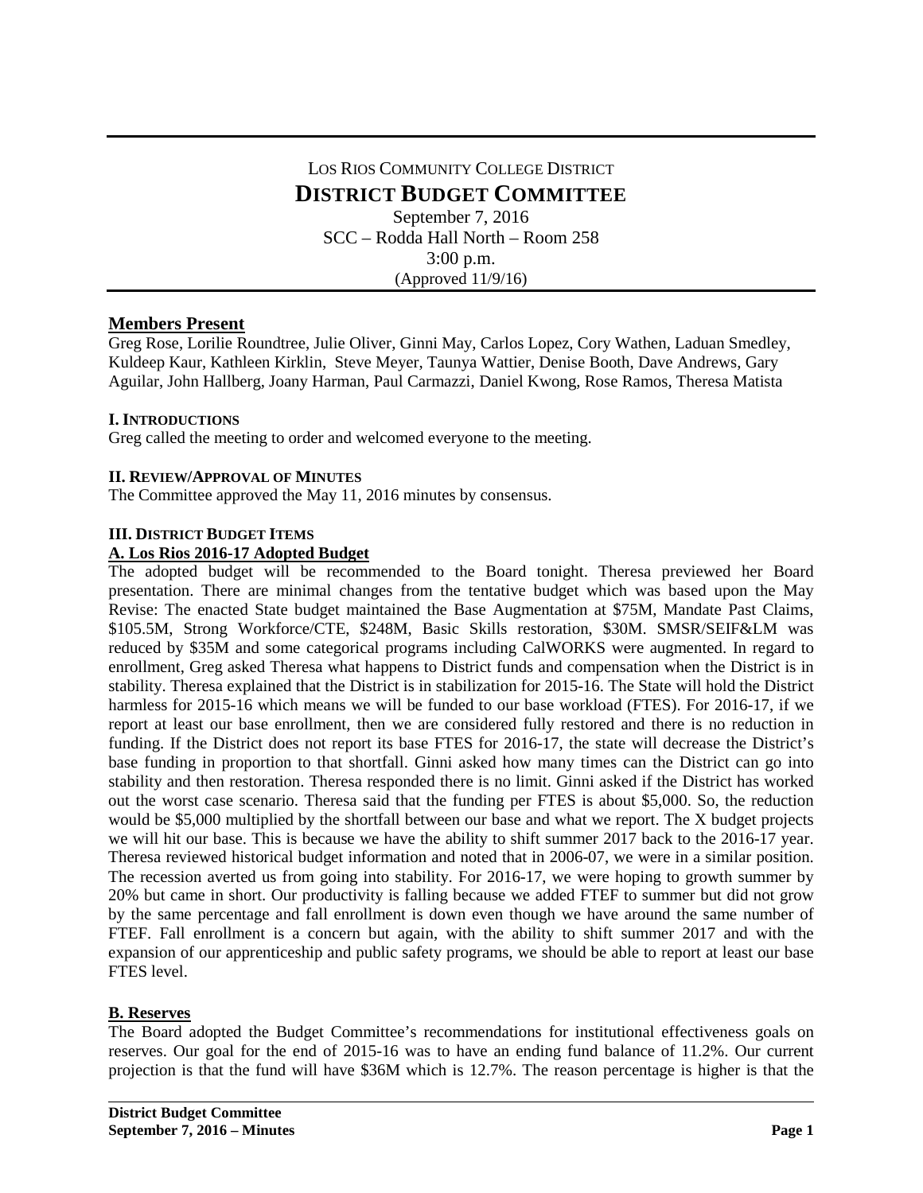LOS RIOS COMMUNITY COLLEGE DISTRICT

# DISTRICT BUDGET COMMITTEE

September 7, 2016
SCC – Rodda Hall North – Room 258
3:00 p.m.
(Approved 11/9/16)

## Members Present

Greg Rose, Lorilie Roundtree, Julie Oliver, Ginni May, Carlos Lopez, Cory Wathen, Laduan Smedley, Kuldeep Kaur, Kathleen Kirklin, Steve Meyer, Taunya Wattier, Denise Booth, Dave Andrews, Gary Aguilar, John Hallberg, Joany Harman, Paul Carmazzi, Daniel Kwong, Rose Ramos, Theresa Matista

### I. INTRODUCTIONS

Greg called the meeting to order and welcomed everyone to the meeting.

### II. REVIEW/APPROVAL OF MINUTES

The Committee approved the May 11, 2016 minutes by consensus.

### III. DISTRICT BUDGET ITEMS

#### A. Los Rios 2016-17 Adopted Budget

The adopted budget will be recommended to the Board tonight. Theresa previewed her Board presentation. There are minimal changes from the tentative budget which was based upon the May Revise: The enacted State budget maintained the Base Augmentation at $75M, Mandate Past Claims, $105.5M, Strong Workforce/CTE, $248M, Basic Skills restoration, $30M. SMSR/SEIF&LM was reduced by $35M and some categorical programs including CalWORKS were augmented. In regard to enrollment, Greg asked Theresa what happens to District funds and compensation when the District is in stability. Theresa explained that the District is in stabilization for 2015-16. The State will hold the District harmless for 2015-16 which means we will be funded to our base workload (FTES). For 2016-17, if we report at least our base enrollment, then we are considered fully restored and there is no reduction in funding. If the District does not report its base FTES for 2016-17, the state will decrease the District's base funding in proportion to that shortfall. Ginni asked how many times can the District can go into stability and then restoration. Theresa responded there is no limit. Ginni asked if the District has worked out the worst case scenario. Theresa said that the funding per FTES is about $5,000. So, the reduction would be $5,000 multiplied by the shortfall between our base and what we report. The X budget projects we will hit our base. This is because we have the ability to shift summer 2017 back to the 2016-17 year. Theresa reviewed historical budget information and noted that in 2006-07, we were in a similar position. The recession averted us from going into stability. For 2016-17, we were hoping to growth summer by 20% but came in short. Our productivity is falling because we added FTEF to summer but did not grow by the same percentage and fall enrollment is down even though we have around the same number of FTEF. Fall enrollment is a concern but again, with the ability to shift summer 2017 and with the expansion of our apprenticeship and public safety programs, we should be able to report at least our base FTES level.

#### B. Reserves

The Board adopted the Budget Committee's recommendations for institutional effectiveness goals on reserves. Our goal for the end of 2015-16 was to have an ending fund balance of 11.2%. Our current projection is that the fund will have $36M which is 12.7%. The reason percentage is higher is that the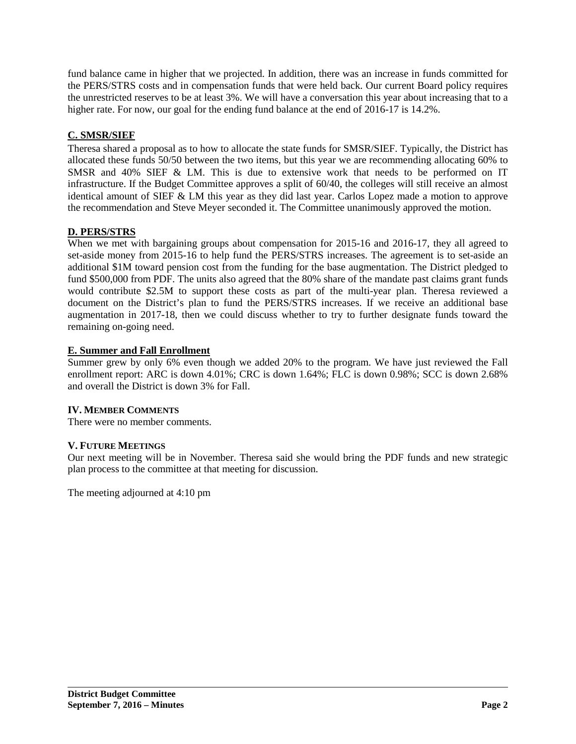fund balance came in higher that we projected. In addition, there was an increase in funds committed for the PERS/STRS costs and in compensation funds that were held back. Our current Board policy requires the unrestricted reserves to be at least 3%. We will have a conversation this year about increasing that to a higher rate. For now, our goal for the ending fund balance at the end of 2016-17 is 14.2%.

**C. SMSR/SIEF**

Theresa shared a proposal as to how to allocate the state funds for SMSR/SIEF. Typically, the District has allocated these funds 50/50 between the two items, but this year we are recommending allocating 60% to SMSR and 40% SIEF & LM. This is due to extensive work that needs to be performed on IT infrastructure. If the Budget Committee approves a split of 60/40, the colleges will still receive an almost identical amount of SIEF & LM this year as they did last year. Carlos Lopez made a motion to approve the recommendation and Steve Meyer seconded it. The Committee unanimously approved the motion.

**D. PERS/STRS**

When we met with bargaining groups about compensation for 2015-16 and 2016-17, they all agreed to set-aside money from 2015-16 to help fund the PERS/STRS increases. The agreement is to set-aside an additional $1M toward pension cost from the funding for the base augmentation. The District pledged to fund $500,000 from PDF. The units also agreed that the 80% share of the mandate past claims grant funds would contribute $2.5M to support these costs as part of the multi-year plan. Theresa reviewed a document on the District's plan to fund the PERS/STRS increases. If we receive an additional base augmentation in 2017-18, then we could discuss whether to try to further designate funds toward the remaining on-going need.

**E. Summer and Fall Enrollment**

Summer grew by only 6% even though we added 20% to the program. We have just reviewed the Fall enrollment report: ARC is down 4.01%; CRC is down 1.64%; FLC is down 0.98%; SCC is down 2.68% and overall the District is down 3% for Fall.

**IV. MEMBER COMMENTS**

There were no member comments.

**V. FUTURE MEETINGS**

Our next meeting will be in November. Theresa said she would bring the PDF funds and new strategic plan process to the committee at that meeting for discussion.

The meeting adjourned at 4:10 pm